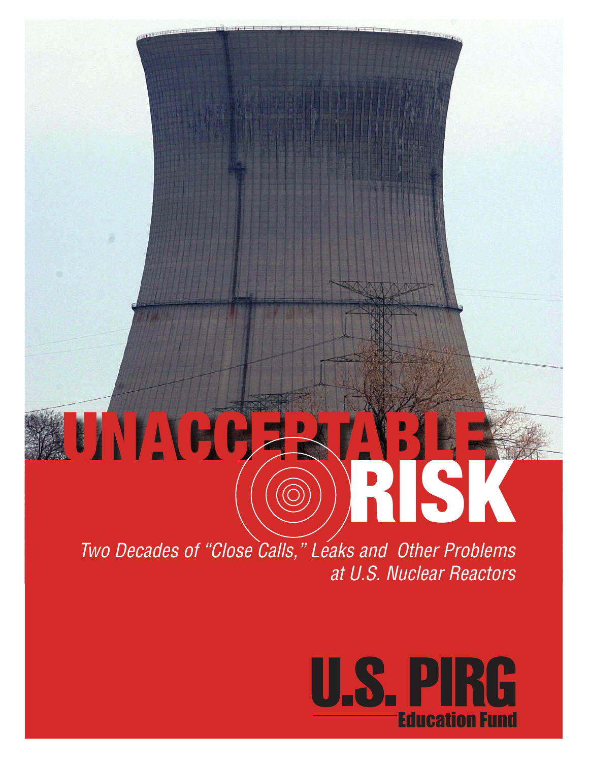# UNACCEPTABLE RISK

*Two Decades of "Close Calls," Leaks and Other Problems at U.S. Nuclear Reactors*

U.S. PIRG
Education Fund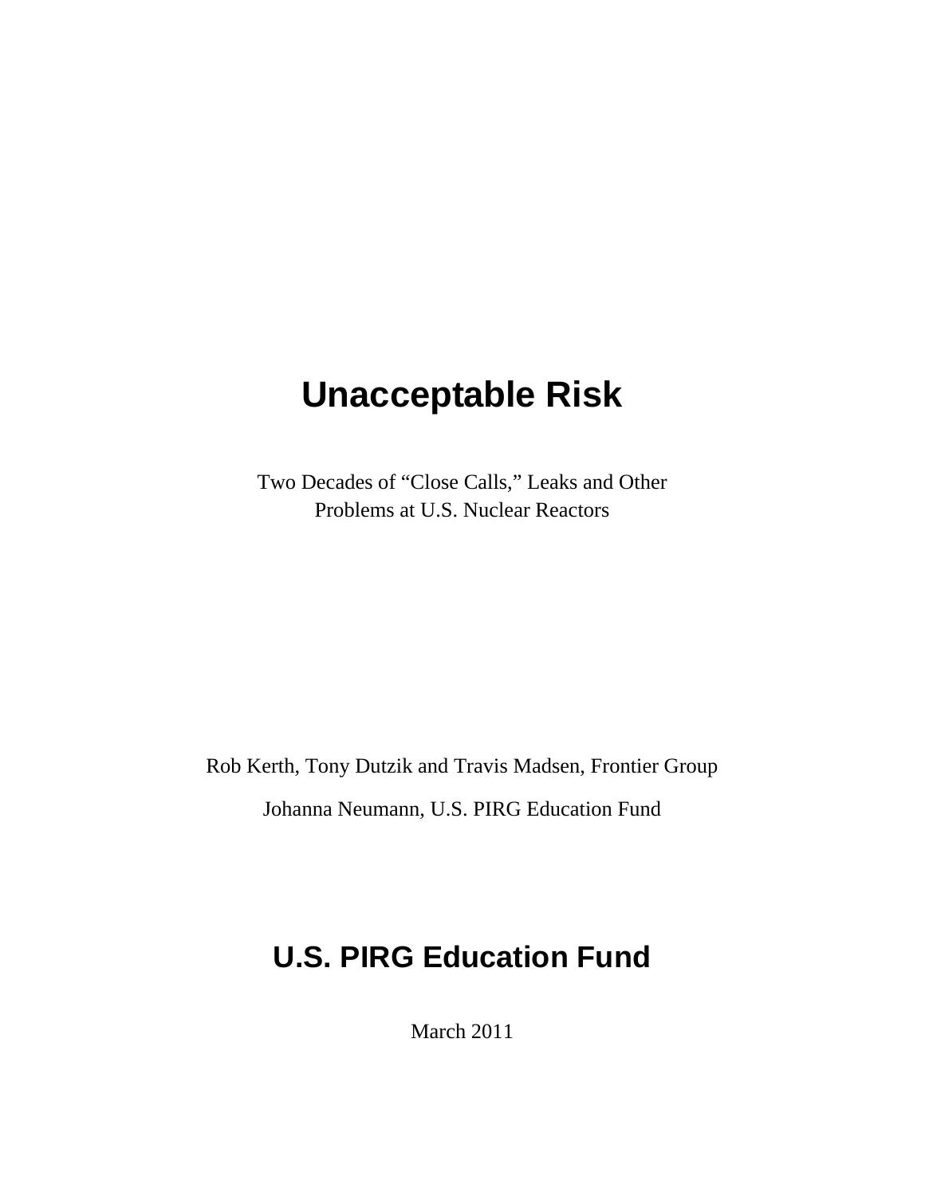# Unacceptable Risk

Two Decades of "Close Calls," Leaks and Other Problems at U.S. Nuclear Reactors

Rob Kerth, Tony Dutzik and Travis Madsen, Frontier Group

Johanna Neumann, U.S. PIRG Education Fund

## U.S. PIRG Education Fund

March 2011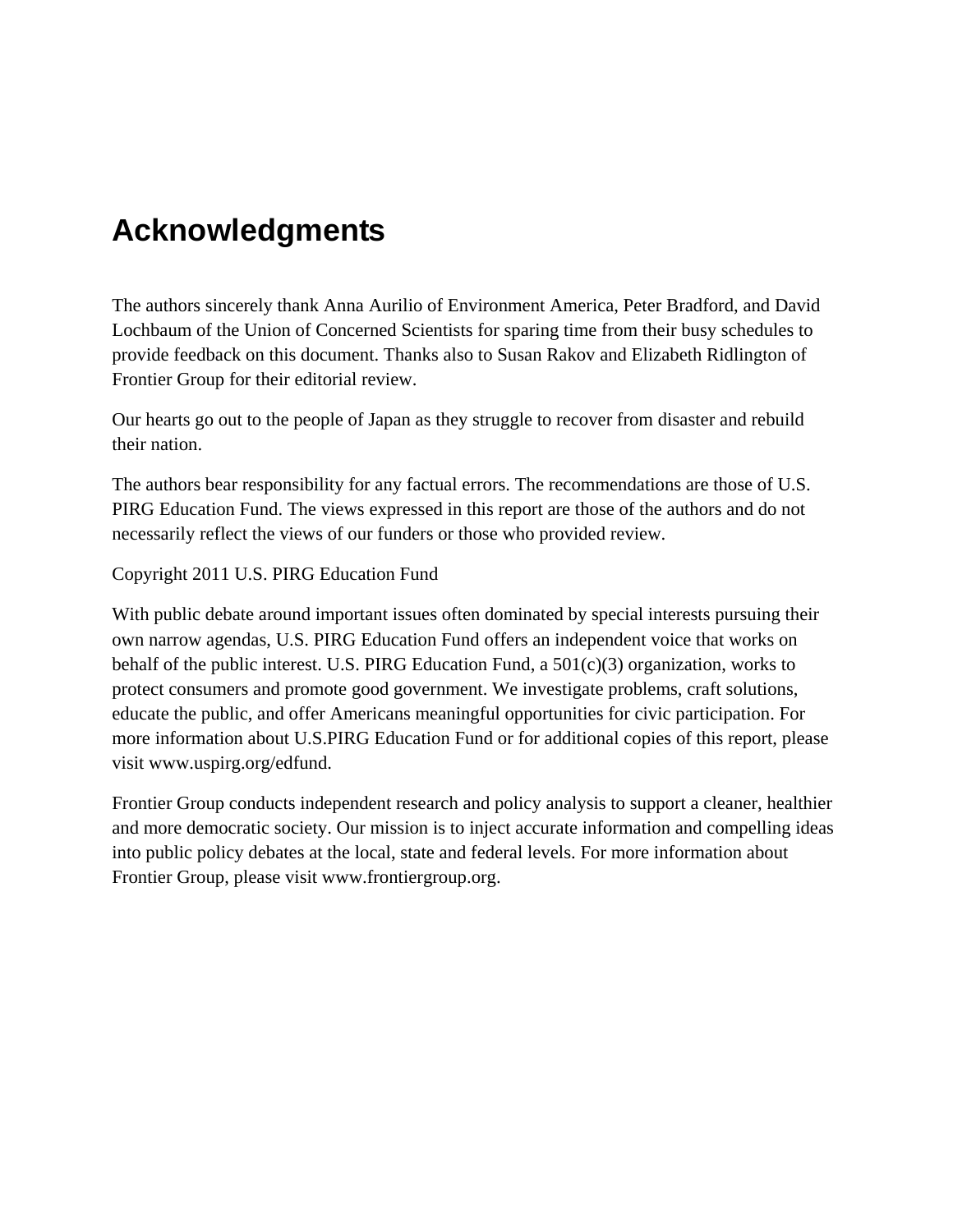# Acknowledgments

The authors sincerely thank Anna Aurilio of Environment America, Peter Bradford, and David Lochbaum of the Union of Concerned Scientists for sparing time from their busy schedules to provide feedback on this document. Thanks also to Susan Rakov and Elizabeth Ridlington of Frontier Group for their editorial review.

Our hearts go out to the people of Japan as they struggle to recover from disaster and rebuild their nation.

The authors bear responsibility for any factual errors. The recommendations are those of U.S. PIRG Education Fund. The views expressed in this report are those of the authors and do not necessarily reflect the views of our funders or those who provided review.

Copyright 2011 U.S. PIRG Education Fund

With public debate around important issues often dominated by special interests pursuing their own narrow agendas, U.S. PIRG Education Fund offers an independent voice that works on behalf of the public interest. U.S. PIRG Education Fund, a 501(c)(3) organization, works to protect consumers and promote good government. We investigate problems, craft solutions, educate the public, and offer Americans meaningful opportunities for civic participation. For more information about U.S.PIRG Education Fund or for additional copies of this report, please visit www.uspirg.org/edfund.

Frontier Group conducts independent research and policy analysis to support a cleaner, healthier and more democratic society. Our mission is to inject accurate information and compelling ideas into public policy debates at the local, state and federal levels. For more information about Frontier Group, please visit www.frontiergroup.org.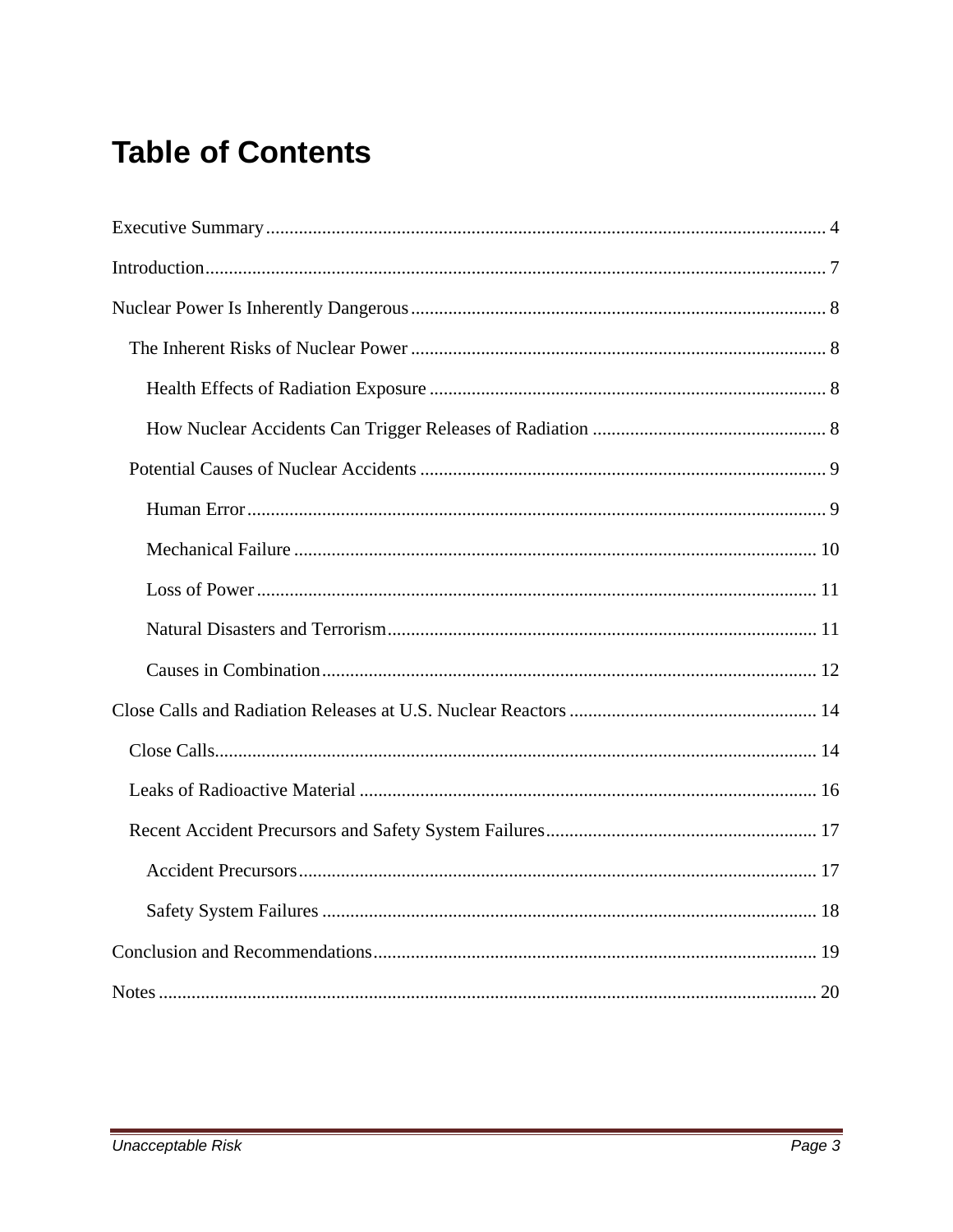# Table of Contents

Executive Summary ........................................................................................................ 4

Introduction ................................................................................................................. 7

Nuclear Power Is Inherently Dangerous ......................................................................... 8

- The Inherent Risks of Nuclear Power ......................................................................... 8
  - Health Effects of Radiation Exposure .................................................................... 8
  - How Nuclear Accidents Can Trigger Releases of Radiation .................................... 8
- Potential Causes of Nuclear Accidents ...................................................................... 9
  - Human Error .......................................................................................................... 9
  - Mechanical Failure ............................................................................................... 10
  - Loss of Power ...................................................................................................... 11
  - Natural Disasters and Terrorism ........................................................................... 11
  - Causes in Combination ......................................................................................... 12

Close Calls and Radiation Releases at U.S. Nuclear Reactors ........................................ 14

- Close Calls ................................................................................................................ 14
- Leaks of Radioactive Material ................................................................................. 16
- Recent Accident Precursors and Safety System Failures .......................................... 17
  - Accident Precursors .............................................................................................. 17
  - Safety System Failures ......................................................................................... 18

Conclusion and Recommendations ............................................................................... 19

Notes ........................................................................................................................... 20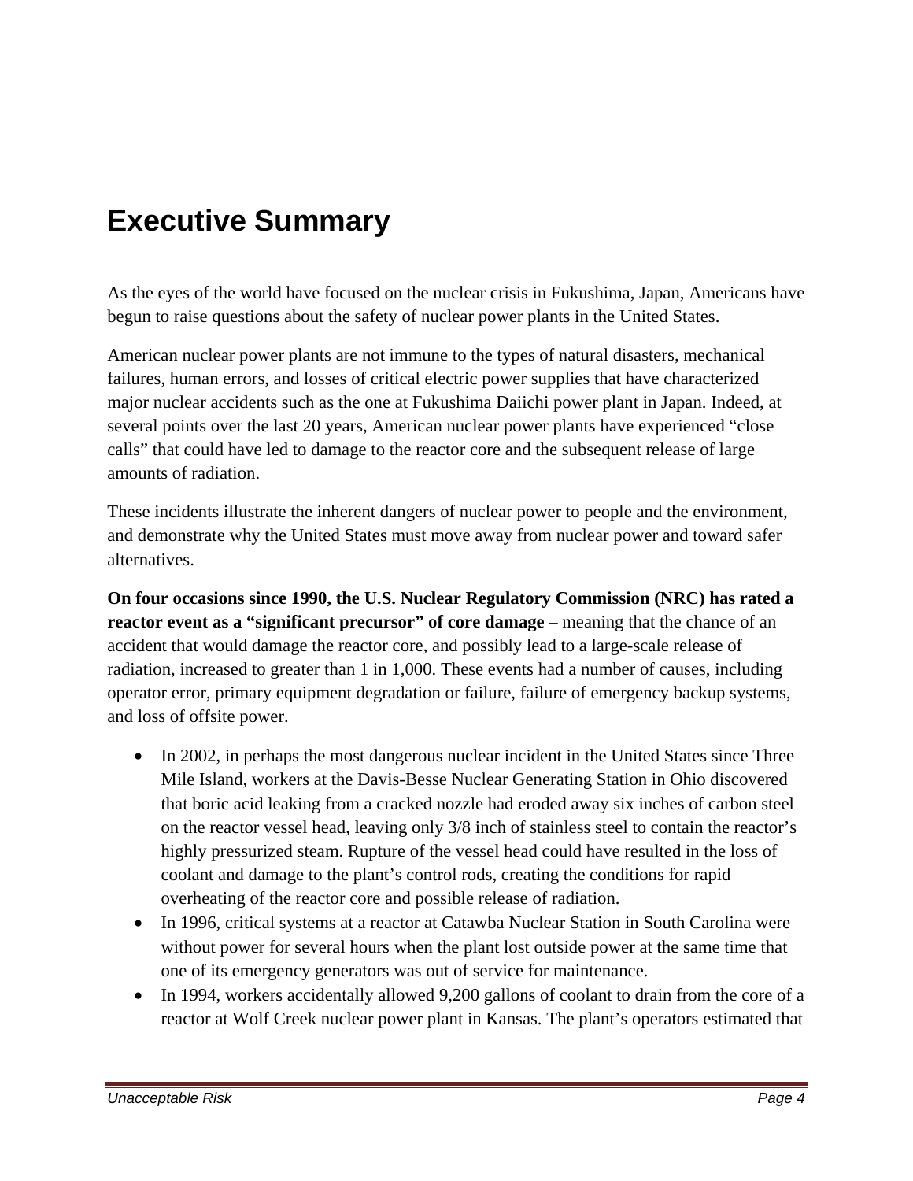# Executive Summary

As the eyes of the world have focused on the nuclear crisis in Fukushima, Japan, Americans have begun to raise questions about the safety of nuclear power plants in the United States.

American nuclear power plants are not immune to the types of natural disasters, mechanical failures, human errors, and losses of critical electric power supplies that have characterized major nuclear accidents such as the one at Fukushima Daiichi power plant in Japan. Indeed, at several points over the last 20 years, American nuclear power plants have experienced "close calls" that could have led to damage to the reactor core and the subsequent release of large amounts of radiation.

These incidents illustrate the inherent dangers of nuclear power to people and the environment, and demonstrate why the United States must move away from nuclear power and toward safer alternatives.

**On four occasions since 1990, the U.S. Nuclear Regulatory Commission (NRC) has rated a reactor event as a "significant precursor" of core damage** – meaning that the chance of an accident that would damage the reactor core, and possibly lead to a large-scale release of radiation, increased to greater than 1 in 1,000. These events had a number of causes, including operator error, primary equipment degradation or failure, failure of emergency backup systems, and loss of offsite power.

- In 2002, in perhaps the most dangerous nuclear incident in the United States since Three Mile Island, workers at the Davis-Besse Nuclear Generating Station in Ohio discovered that boric acid leaking from a cracked nozzle had eroded away six inches of carbon steel on the reactor vessel head, leaving only 3/8 inch of stainless steel to contain the reactor's highly pressurized steam. Rupture of the vessel head could have resulted in the loss of coolant and damage to the plant's control rods, creating the conditions for rapid overheating of the reactor core and possible release of radiation.
- In 1996, critical systems at a reactor at Catawba Nuclear Station in South Carolina were without power for several hours when the plant lost outside power at the same time that one of its emergency generators was out of service for maintenance.
- In 1994, workers accidentally allowed 9,200 gallons of coolant to drain from the core of a reactor at Wolf Creek nuclear power plant in Kansas. The plant's operators estimated that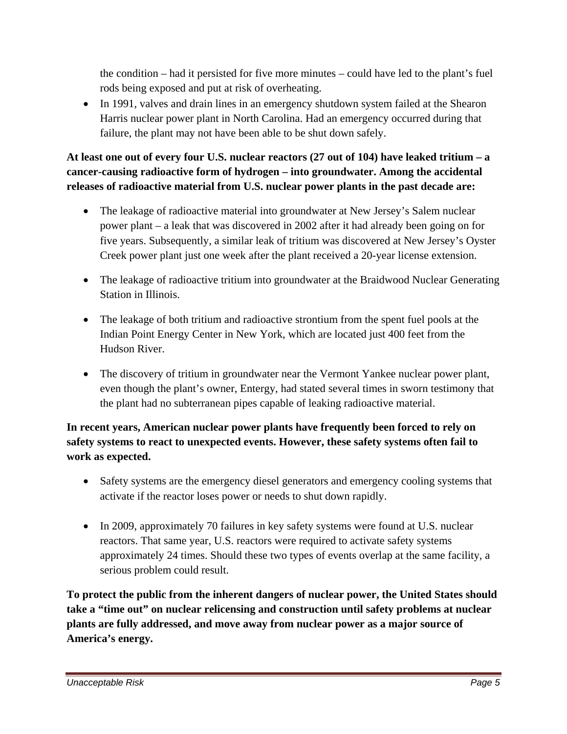the condition – had it persisted for five more minutes – could have led to the plant's fuel rods being exposed and put at risk of overheating.

- In 1991, valves and drain lines in an emergency shutdown system failed at the Shearon Harris nuclear power plant in North Carolina. Had an emergency occurred during that failure, the plant may not have been able to be shut down safely.

**At least one out of every four U.S. nuclear reactors (27 out of 104) have leaked tritium – a cancer-causing radioactive form of hydrogen – into groundwater. Among the accidental releases of radioactive material from U.S. nuclear power plants in the past decade are:**

- The leakage of radioactive material into groundwater at New Jersey's Salem nuclear power plant – a leak that was discovered in 2002 after it had already been going on for five years. Subsequently, a similar leak of tritium was discovered at New Jersey's Oyster Creek power plant just one week after the plant received a 20-year license extension.

- The leakage of radioactive tritium into groundwater at the Braidwood Nuclear Generating Station in Illinois.

- The leakage of both tritium and radioactive strontium from the spent fuel pools at the Indian Point Energy Center in New York, which are located just 400 feet from the Hudson River.

- The discovery of tritium in groundwater near the Vermont Yankee nuclear power plant, even though the plant's owner, Entergy, had stated several times in sworn testimony that the plant had no subterranean pipes capable of leaking radioactive material.

**In recent years, American nuclear power plants have frequently been forced to rely on safety systems to react to unexpected events. However, these safety systems often fail to work as expected.**

- Safety systems are the emergency diesel generators and emergency cooling systems that activate if the reactor loses power or needs to shut down rapidly.

- In 2009, approximately 70 failures in key safety systems were found at U.S. nuclear reactors. That same year, U.S. reactors were required to activate safety systems approximately 24 times. Should these two types of events overlap at the same facility, a serious problem could result.

**To protect the public from the inherent dangers of nuclear power, the United States should take a "time out" on nuclear relicensing and construction until safety problems at nuclear plants are fully addressed, and move away from nuclear power as a major source of America's energy.**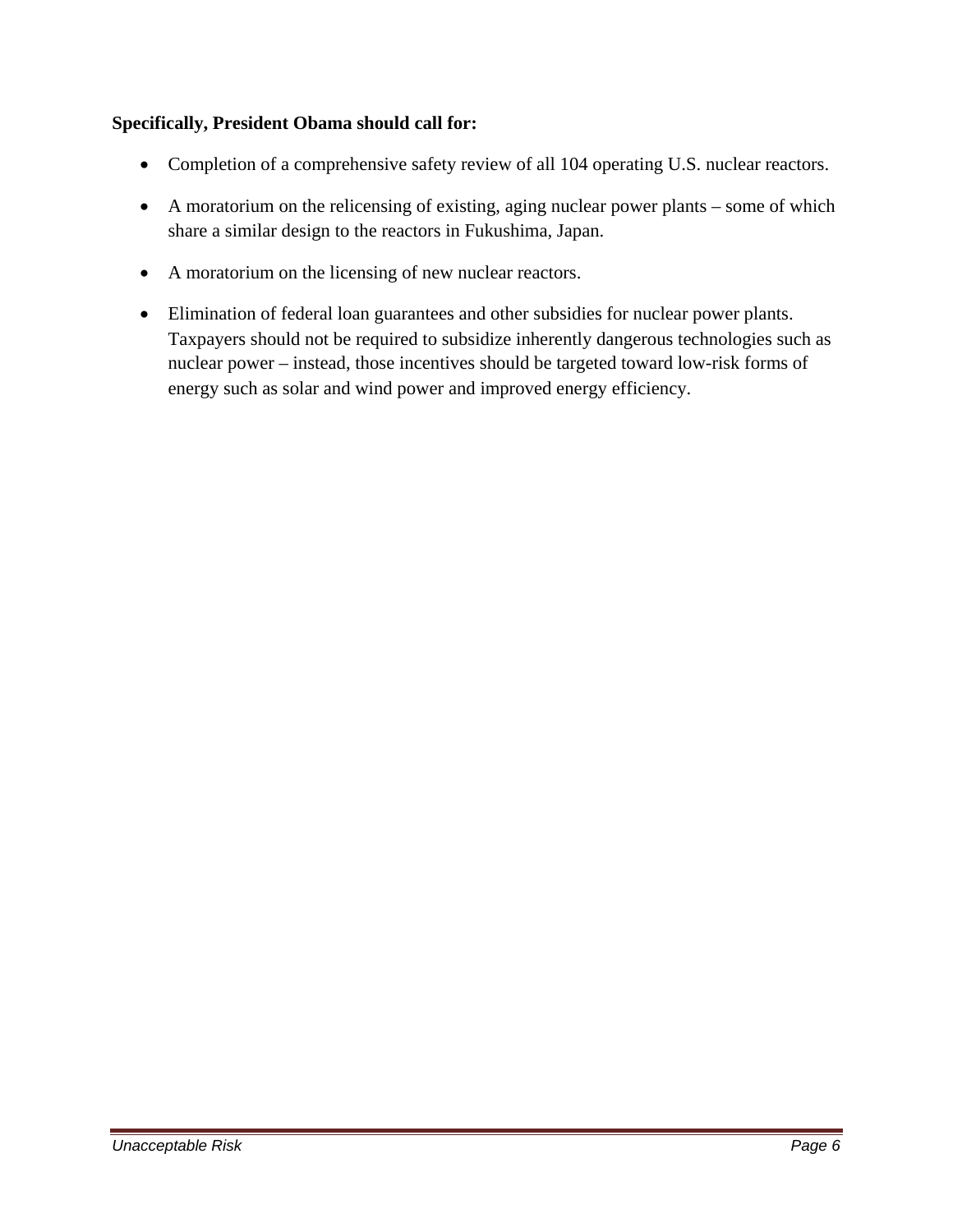**Specifically, President Obama should call for:**

- Completion of a comprehensive safety review of all 104 operating U.S. nuclear reactors.
- A moratorium on the relicensing of existing, aging nuclear power plants – some of which share a similar design to the reactors in Fukushima, Japan.
- A moratorium on the licensing of new nuclear reactors.
- Elimination of federal loan guarantees and other subsidies for nuclear power plants. Taxpayers should not be required to subsidize inherently dangerous technologies such as nuclear power – instead, those incentives should be targeted toward low-risk forms of energy such as solar and wind power and improved energy efficiency.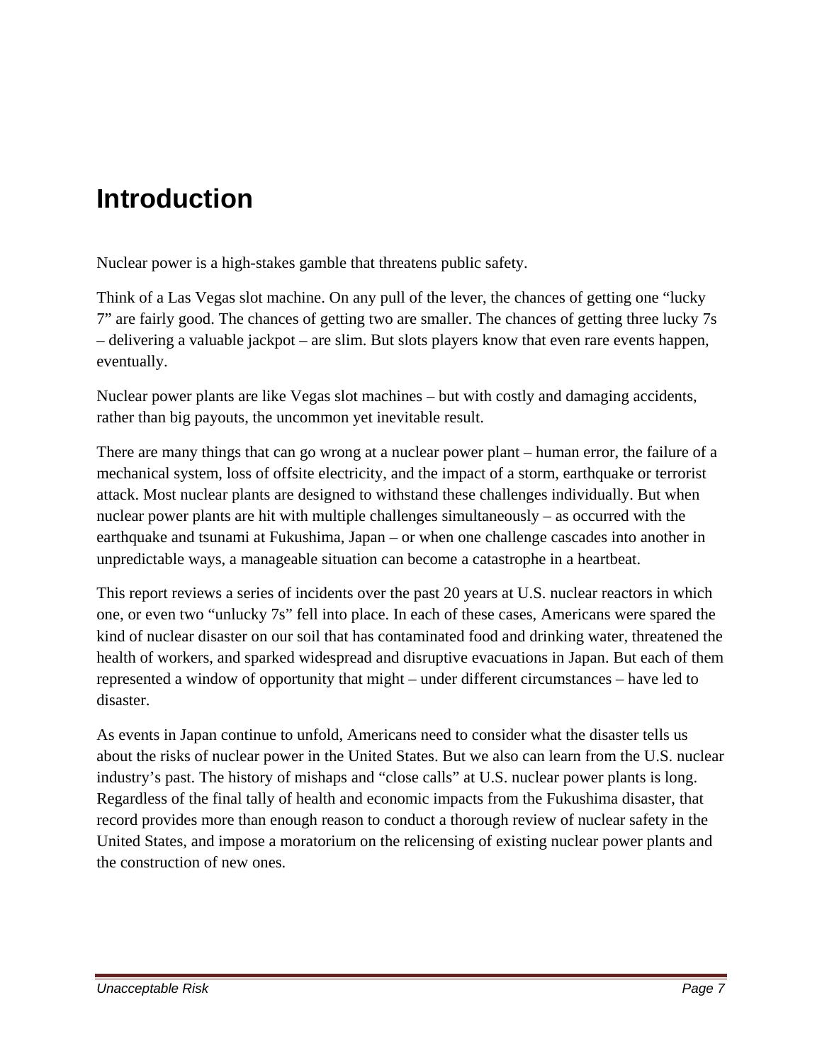# Introduction

Nuclear power is a high-stakes gamble that threatens public safety.

Think of a Las Vegas slot machine. On any pull of the lever, the chances of getting one "lucky 7" are fairly good. The chances of getting two are smaller. The chances of getting three lucky 7s – delivering a valuable jackpot – are slim. But slots players know that even rare events happen, eventually.

Nuclear power plants are like Vegas slot machines – but with costly and damaging accidents, rather than big payouts, the uncommon yet inevitable result.

There are many things that can go wrong at a nuclear power plant – human error, the failure of a mechanical system, loss of offsite electricity, and the impact of a storm, earthquake or terrorist attack. Most nuclear plants are designed to withstand these challenges individually. But when nuclear power plants are hit with multiple challenges simultaneously – as occurred with the earthquake and tsunami at Fukushima, Japan – or when one challenge cascades into another in unpredictable ways, a manageable situation can become a catastrophe in a heartbeat.

This report reviews a series of incidents over the past 20 years at U.S. nuclear reactors in which one, or even two "unlucky 7s" fell into place. In each of these cases, Americans were spared the kind of nuclear disaster on our soil that has contaminated food and drinking water, threatened the health of workers, and sparked widespread and disruptive evacuations in Japan. But each of them represented a window of opportunity that might – under different circumstances – have led to disaster.

As events in Japan continue to unfold, Americans need to consider what the disaster tells us about the risks of nuclear power in the United States. But we also can learn from the U.S. nuclear industry's past. The history of mishaps and "close calls" at U.S. nuclear power plants is long. Regardless of the final tally of health and economic impacts from the Fukushima disaster, that record provides more than enough reason to conduct a thorough review of nuclear safety in the United States, and impose a moratorium on the relicensing of existing nuclear power plants and the construction of new ones.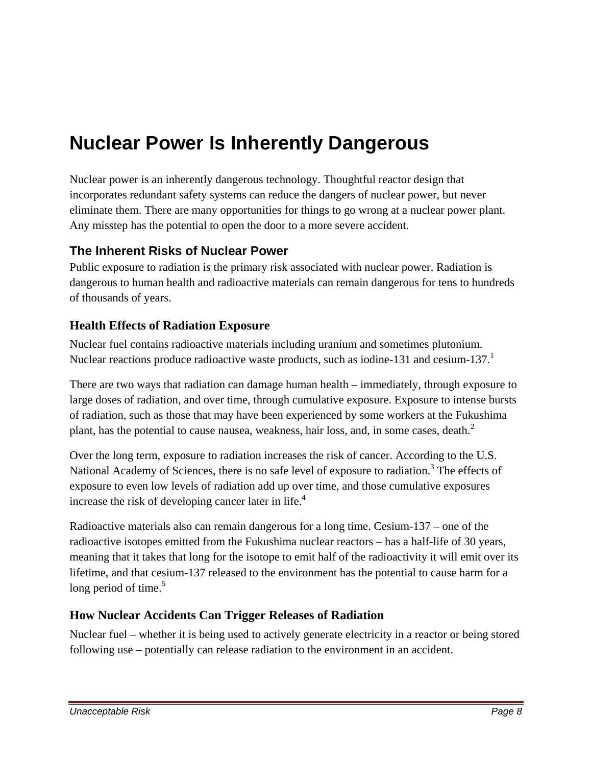# Nuclear Power Is Inherently Dangerous

Nuclear power is an inherently dangerous technology. Thoughtful reactor design that incorporates redundant safety systems can reduce the dangers of nuclear power, but never eliminate them. There are many opportunities for things to go wrong at a nuclear power plant. Any misstep has the potential to open the door to a more severe accident.

## The Inherent Risks of Nuclear Power

Public exposure to radiation is the primary risk associated with nuclear power. Radiation is dangerous to human health and radioactive materials can remain dangerous for tens to hundreds of thousands of years.

### Health Effects of Radiation Exposure

Nuclear fuel contains radioactive materials including uranium and sometimes plutonium. Nuclear reactions produce radioactive waste products, such as iodine-131 and cesium-137.[1]

There are two ways that radiation can damage human health – immediately, through exposure to large doses of radiation, and over time, through cumulative exposure. Exposure to intense bursts of radiation, such as those that may have been experienced by some workers at the Fukushima plant, has the potential to cause nausea, weakness, hair loss, and, in some cases, death.[2]

Over the long term, exposure to radiation increases the risk of cancer. According to the U.S. National Academy of Sciences, there is no safe level of exposure to radiation.[3] The effects of exposure to even low levels of radiation add up over time, and those cumulative exposures increase the risk of developing cancer later in life.[4]

Radioactive materials also can remain dangerous for a long time. Cesium-137 – one of the radioactive isotopes emitted from the Fukushima nuclear reactors – has a half-life of 30 years, meaning that it takes that long for the isotope to emit half of the radioactivity it will emit over its lifetime, and that cesium-137 released to the environment has the potential to cause harm for a long period of time.[5]

### How Nuclear Accidents Can Trigger Releases of Radiation

Nuclear fuel – whether it is being used to actively generate electricity in a reactor or being stored following use – potentially can release radiation to the environment in an accident.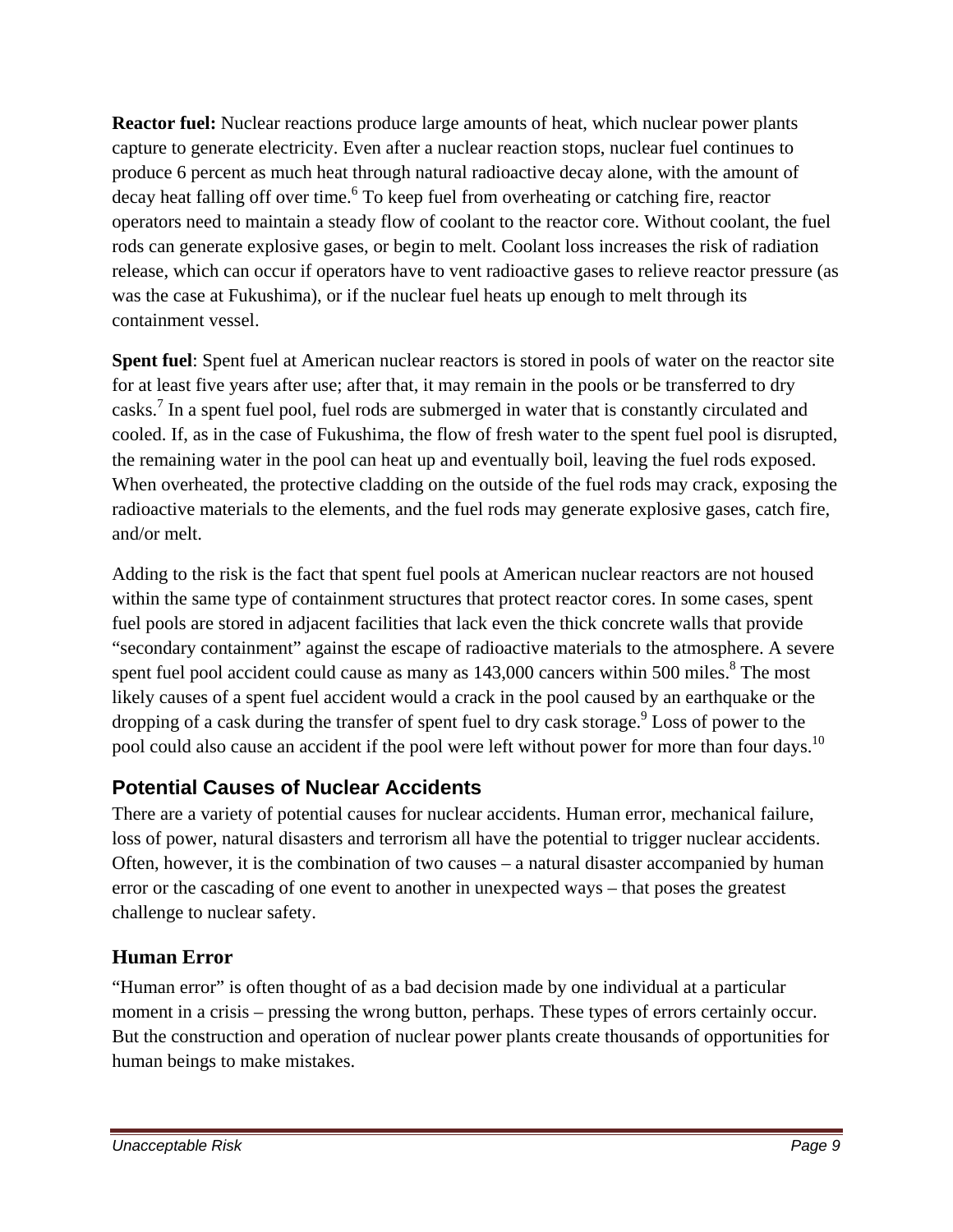**Reactor fuel:** Nuclear reactions produce large amounts of heat, which nuclear power plants capture to generate electricity. Even after a nuclear reaction stops, nuclear fuel continues to produce 6 percent as much heat through natural radioactive decay alone, with the amount of decay heat falling off over time.[6] To keep fuel from overheating or catching fire, reactor operators need to maintain a steady flow of coolant to the reactor core. Without coolant, the fuel rods can generate explosive gases, or begin to melt. Coolant loss increases the risk of radiation release, which can occur if operators have to vent radioactive gases to relieve reactor pressure (as was the case at Fukushima), or if the nuclear fuel heats up enough to melt through its containment vessel.

**Spent fuel**: Spent fuel at American nuclear reactors is stored in pools of water on the reactor site for at least five years after use; after that, it may remain in the pools or be transferred to dry casks.[7] In a spent fuel pool, fuel rods are submerged in water that is constantly circulated and cooled. If, as in the case of Fukushima, the flow of fresh water to the spent fuel pool is disrupted, the remaining water in the pool can heat up and eventually boil, leaving the fuel rods exposed. When overheated, the protective cladding on the outside of the fuel rods may crack, exposing the radioactive materials to the elements, and the fuel rods may generate explosive gases, catch fire, and/or melt.

Adding to the risk is the fact that spent fuel pools at American nuclear reactors are not housed within the same type of containment structures that protect reactor cores. In some cases, spent fuel pools are stored in adjacent facilities that lack even the thick concrete walls that provide "secondary containment" against the escape of radioactive materials to the atmosphere. A severe spent fuel pool accident could cause as many as 143,000 cancers within 500 miles.[8] The most likely causes of a spent fuel accident would a crack in the pool caused by an earthquake or the dropping of a cask during the transfer of spent fuel to dry cask storage.[9] Loss of power to the pool could also cause an accident if the pool were left without power for more than four days.[10]

## Potential Causes of Nuclear Accidents

There are a variety of potential causes for nuclear accidents. Human error, mechanical failure, loss of power, natural disasters and terrorism all have the potential to trigger nuclear accidents. Often, however, it is the combination of two causes – a natural disaster accompanied by human error or the cascading of one event to another in unexpected ways – that poses the greatest challenge to nuclear safety.

### Human Error

"Human error" is often thought of as a bad decision made by one individual at a particular moment in a crisis – pressing the wrong button, perhaps. These types of errors certainly occur. But the construction and operation of nuclear power plants create thousands of opportunities for human beings to make mistakes.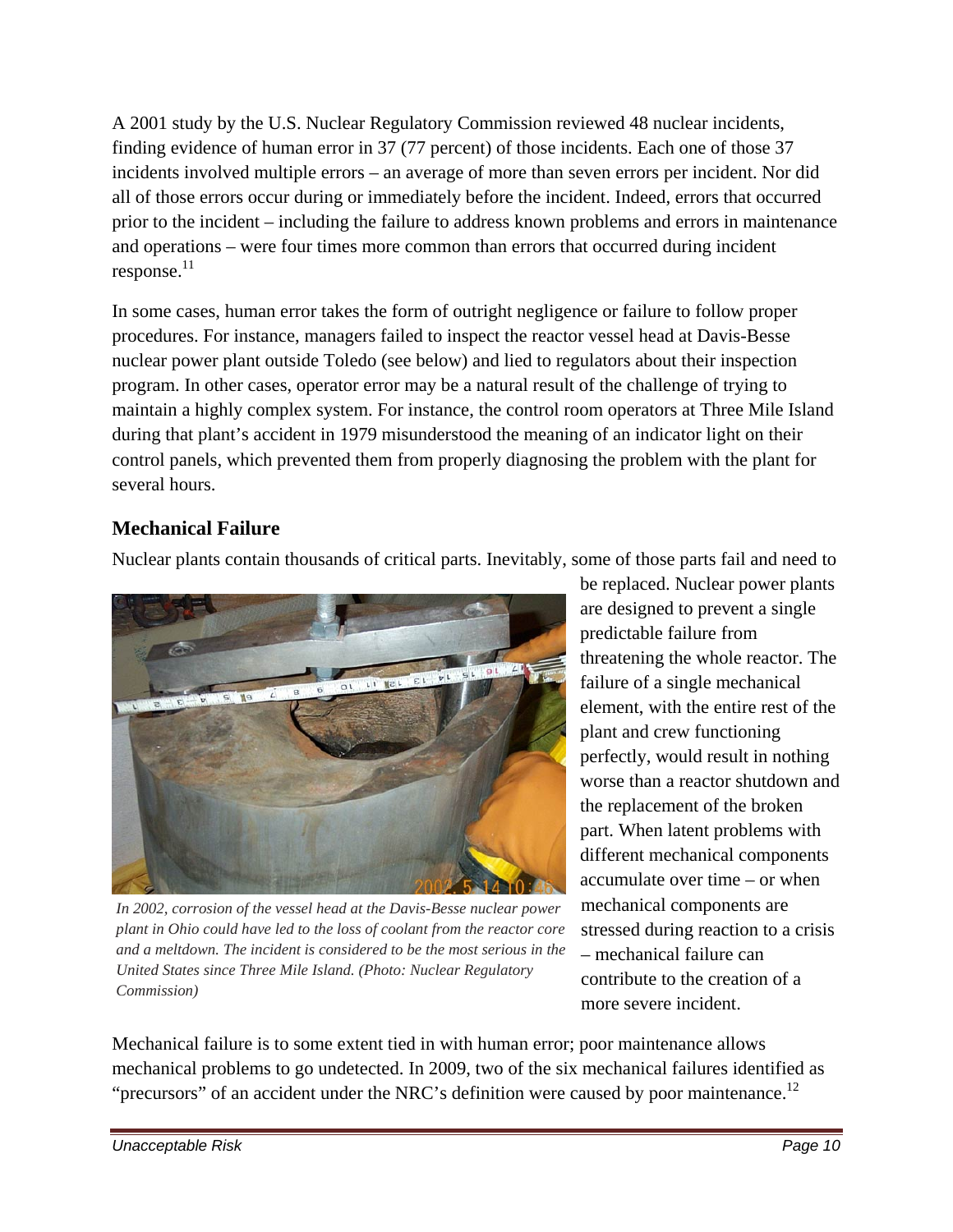A 2001 study by the U.S. Nuclear Regulatory Commission reviewed 48 nuclear incidents, finding evidence of human error in 37 (77 percent) of those incidents. Each one of those 37 incidents involved multiple errors – an average of more than seven errors per incident. Nor did all of those errors occur during or immediately before the incident. Indeed, errors that occurred prior to the incident – including the failure to address known problems and errors in maintenance and operations – were four times more common than errors that occurred during incident response.[11]

In some cases, human error takes the form of outright negligence or failure to follow proper procedures. For instance, managers failed to inspect the reactor vessel head at Davis-Besse nuclear power plant outside Toledo (see below) and lied to regulators about their inspection program. In other cases, operator error may be a natural result of the challenge of trying to maintain a highly complex system. For instance, the control room operators at Three Mile Island during that plant's accident in 1979 misunderstood the meaning of an indicator light on their control panels, which prevented them from properly diagnosing the problem with the plant for several hours.

### Mechanical Failure

Nuclear plants contain thousands of critical parts. Inevitably, some of those parts fail and need to be replaced. Nuclear power plants are designed to prevent a single predictable failure from threatening the whole reactor. The failure of a single mechanical element, with the entire rest of the plant and crew functioning perfectly, would result in nothing worse than a reactor shutdown and the replacement of the broken part. When latent problems with different mechanical components accumulate over time – or when mechanical components are stressed during reaction to a crisis – mechanical failure can contribute to the creation of a more severe incident.

*In 2002, corrosion of the vessel head at the Davis-Besse nuclear power plant in Ohio could have led to the loss of coolant from the reactor core and a meltdown. The incident is considered to be the most serious in the United States since Three Mile Island. (Photo: Nuclear Regulatory Commission)*

Mechanical failure is to some extent tied in with human error; poor maintenance allows mechanical problems to go undetected. In 2009, two of the six mechanical failures identified as "precursors" of an accident under the NRC's definition were caused by poor maintenance.[12]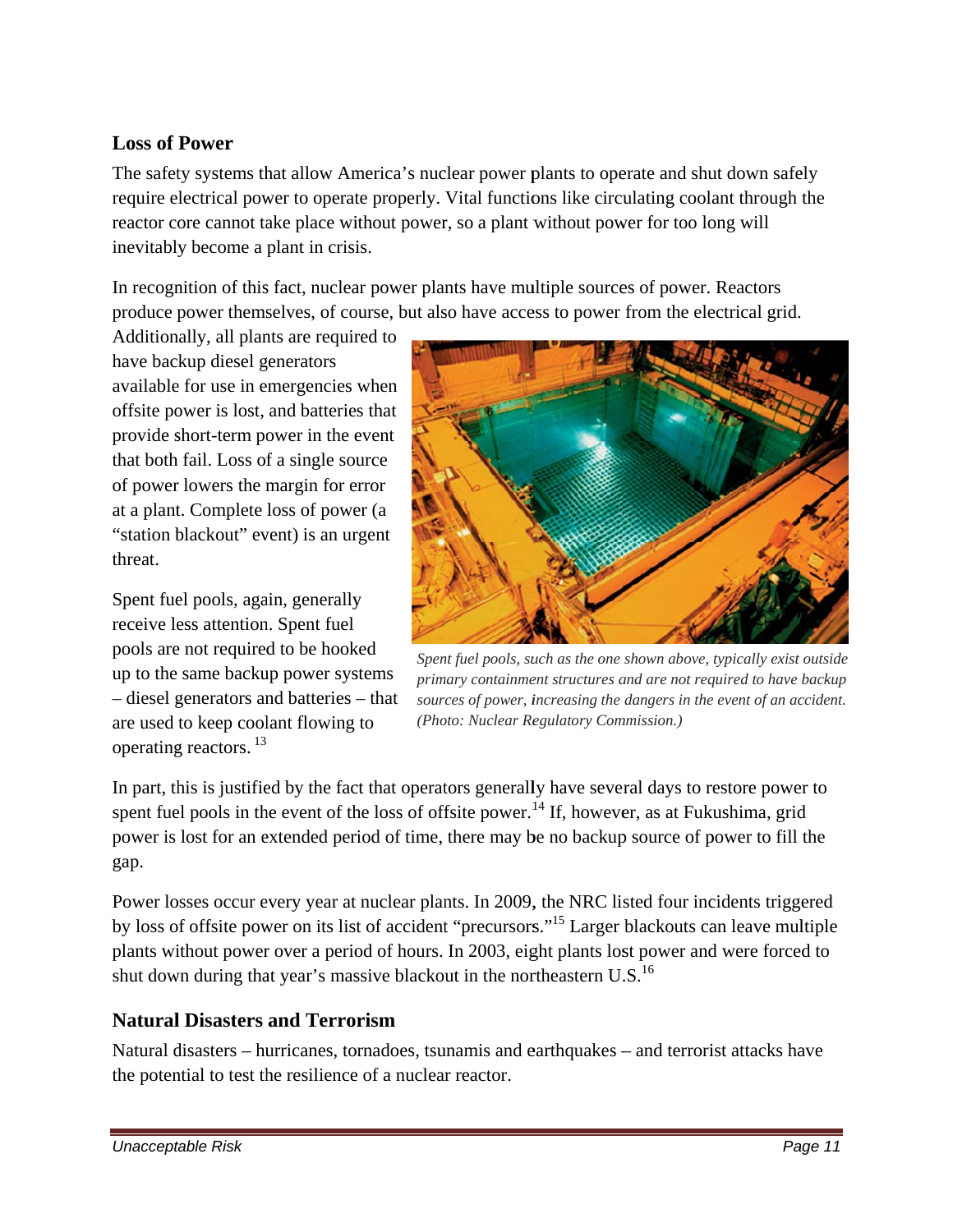## Loss of Power

The safety systems that allow America's nuclear power plants to operate and shut down safely require electrical power to operate properly. Vital functions like circulating coolant through the reactor core cannot take place without power, so a plant without power for too long will inevitably become a plant in crisis.

In recognition of this fact, nuclear power plants have multiple sources of power. Reactors produce power themselves, of course, but also have access to power from the electrical grid. Additionally, all plants are required to have backup diesel generators available for use in emergencies when offsite power is lost, and batteries that provide short-term power in the event that both fail. Loss of a single source of power lowers the margin for error at a plant. Complete loss of power (a "station blackout" event) is an urgent threat.

Spent fuel pools, again, generally receive less attention. Spent fuel pools are not required to be hooked up to the same backup power systems – diesel generators and batteries – that are used to keep coolant flowing to operating reactors. [13]

*Spent fuel pools, such as the one shown above, typically exist outside primary containment structures and are not required to have backup sources of power, increasing the dangers in the event of an accident. (Photo: Nuclear Regulatory Commission.)*

In part, this is justified by the fact that operators generally have several days to restore power to spent fuel pools in the event of the loss of offsite power.[14] If, however, as at Fukushima, grid power is lost for an extended period of time, there may be no backup source of power to fill the gap.

Power losses occur every year at nuclear plants. In 2009, the NRC listed four incidents triggered by loss of offsite power on its list of accident "precursors."[15] Larger blackouts can leave multiple plants without power over a period of hours. In 2003, eight plants lost power and were forced to shut down during that year's massive blackout in the northeastern U.S.[16]

## Natural Disasters and Terrorism

Natural disasters – hurricanes, tornadoes, tsunamis and earthquakes – and terrorist attacks have the potential to test the resilience of a nuclear reactor.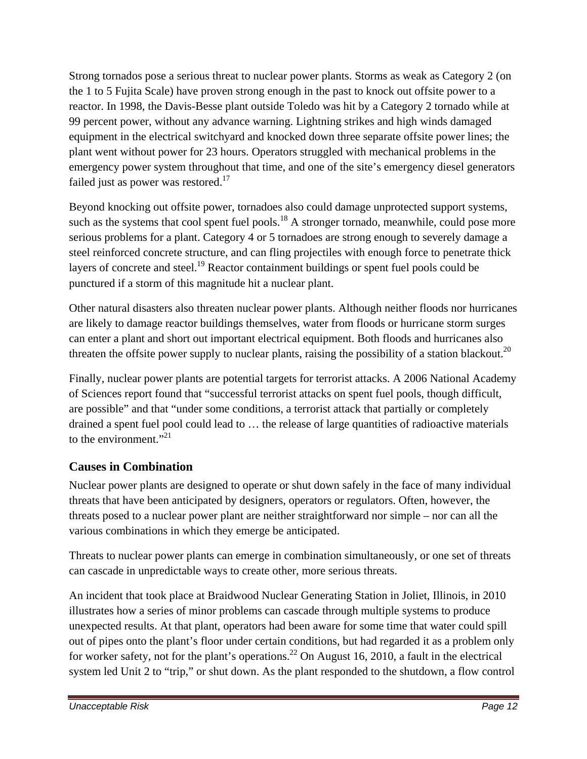Strong tornados pose a serious threat to nuclear power plants. Storms as weak as Category 2 (on the 1 to 5 Fujita Scale) have proven strong enough in the past to knock out offsite power to a reactor. In 1998, the Davis-Besse plant outside Toledo was hit by a Category 2 tornado while at 99 percent power, without any advance warning. Lightning strikes and high winds damaged equipment in the electrical switchyard and knocked down three separate offsite power lines; the plant went without power for 23 hours. Operators struggled with mechanical problems in the emergency power system throughout that time, and one of the site's emergency diesel generators failed just as power was restored.[17]

Beyond knocking out offsite power, tornadoes also could damage unprotected support systems, such as the systems that cool spent fuel pools.[18] A stronger tornado, meanwhile, could pose more serious problems for a plant. Category 4 or 5 tornadoes are strong enough to severely damage a steel reinforced concrete structure, and can fling projectiles with enough force to penetrate thick layers of concrete and steel.[19] Reactor containment buildings or spent fuel pools could be punctured if a storm of this magnitude hit a nuclear plant.

Other natural disasters also threaten nuclear power plants. Although neither floods nor hurricanes are likely to damage reactor buildings themselves, water from floods or hurricane storm surges can enter a plant and short out important electrical equipment. Both floods and hurricanes also threaten the offsite power supply to nuclear plants, raising the possibility of a station blackout.[20]

Finally, nuclear power plants are potential targets for terrorist attacks. A 2006 National Academy of Sciences report found that "successful terrorist attacks on spent fuel pools, though difficult, are possible" and that "under some conditions, a terrorist attack that partially or completely drained a spent fuel pool could lead to … the release of large quantities of radioactive materials to the environment."[21]

## Causes in Combination

Nuclear power plants are designed to operate or shut down safely in the face of many individual threats that have been anticipated by designers, operators or regulators. Often, however, the threats posed to a nuclear power plant are neither straightforward nor simple – nor can all the various combinations in which they emerge be anticipated.

Threats to nuclear power plants can emerge in combination simultaneously, or one set of threats can cascade in unpredictable ways to create other, more serious threats.

An incident that took place at Braidwood Nuclear Generating Station in Joliet, Illinois, in 2010 illustrates how a series of minor problems can cascade through multiple systems to produce unexpected results. At that plant, operators had been aware for some time that water could spill out of pipes onto the plant's floor under certain conditions, but had regarded it as a problem only for worker safety, not for the plant's operations.[22] On August 16, 2010, a fault in the electrical system led Unit 2 to "trip," or shut down. As the plant responded to the shutdown, a flow control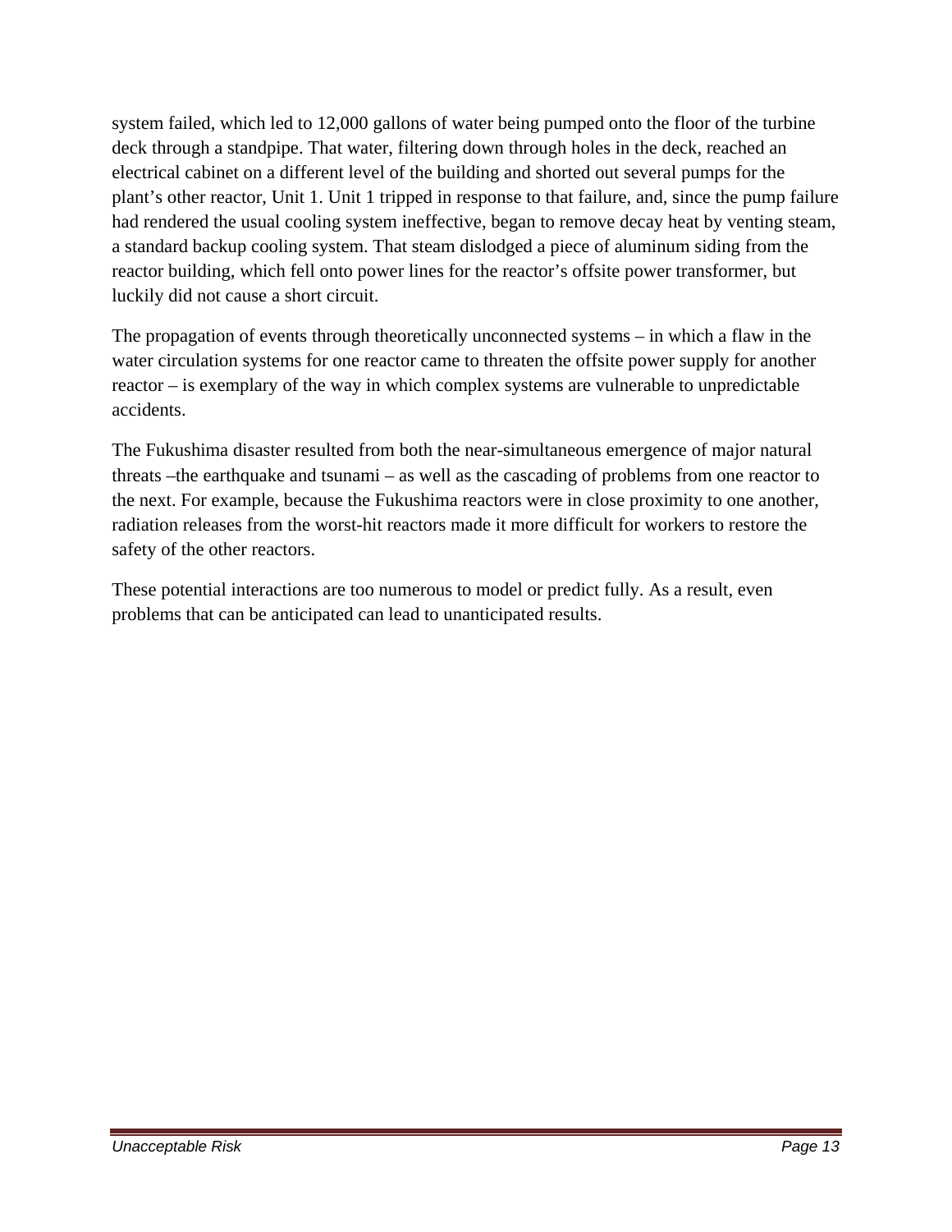system failed, which led to 12,000 gallons of water being pumped onto the floor of the turbine deck through a standpipe. That water, filtering down through holes in the deck, reached an electrical cabinet on a different level of the building and shorted out several pumps for the plant's other reactor, Unit 1. Unit 1 tripped in response to that failure, and, since the pump failure had rendered the usual cooling system ineffective, began to remove decay heat by venting steam, a standard backup cooling system. That steam dislodged a piece of aluminum siding from the reactor building, which fell onto power lines for the reactor's offsite power transformer, but luckily did not cause a short circuit.

The propagation of events through theoretically unconnected systems – in which a flaw in the water circulation systems for one reactor came to threaten the offsite power supply for another reactor – is exemplary of the way in which complex systems are vulnerable to unpredictable accidents.

The Fukushima disaster resulted from both the near-simultaneous emergence of major natural threats –the earthquake and tsunami – as well as the cascading of problems from one reactor to the next. For example, because the Fukushima reactors were in close proximity to one another, radiation releases from the worst-hit reactors made it more difficult for workers to restore the safety of the other reactors.

These potential interactions are too numerous to model or predict fully. As a result, even problems that can be anticipated can lead to unanticipated results.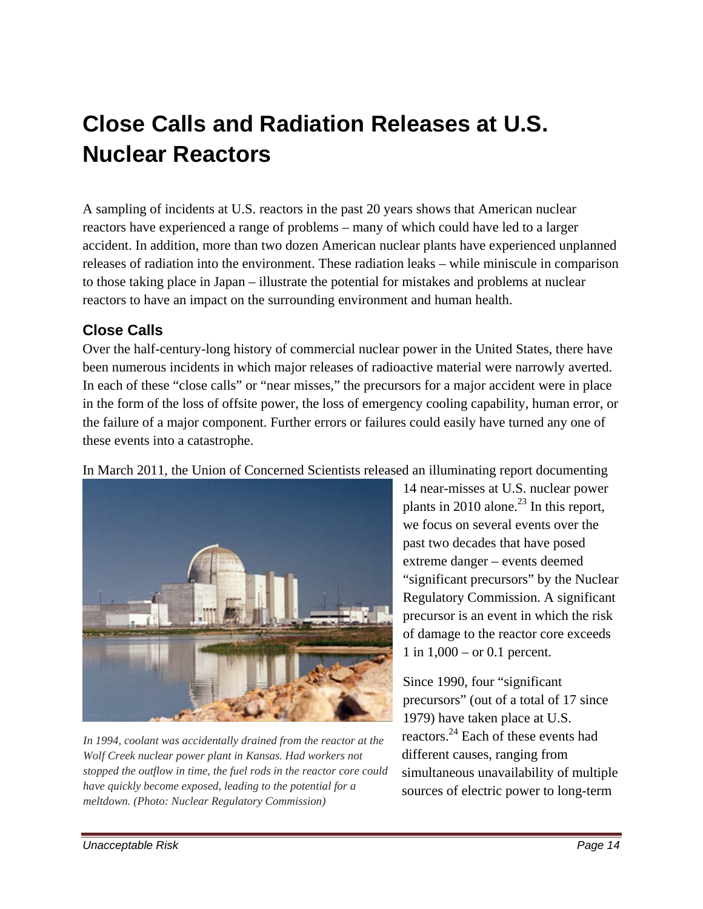# Close Calls and Radiation Releases at U.S. Nuclear Reactors

A sampling of incidents at U.S. reactors in the past 20 years shows that American nuclear reactors have experienced a range of problems – many of which could have led to a larger accident. In addition, more than two dozen American nuclear plants have experienced unplanned releases of radiation into the environment. These radiation leaks – while miniscule in comparison to those taking place in Japan – illustrate the potential for mistakes and problems at nuclear reactors to have an impact on the surrounding environment and human health.

## Close Calls

Over the half-century-long history of commercial nuclear power in the United States, there have been numerous incidents in which major releases of radioactive material were narrowly averted. In each of these "close calls" or "near misses," the precursors for a major accident were in place in the form of the loss of offsite power, the loss of emergency cooling capability, human error, or the failure of a major component. Further errors or failures could easily have turned any one of these events into a catastrophe.

In March 2011, the Union of Concerned Scientists released an illuminating report documenting 14 near-misses at U.S. nuclear power plants in 2010 alone.[23] In this report, we focus on several events over the past two decades that have posed extreme danger – events deemed "significant precursors" by the Nuclear Regulatory Commission. A significant precursor is an event in which the risk of damage to the reactor core exceeds 1 in 1,000 – or 0.1 percent.

*In 1994, coolant was accidentally drained from the reactor at the Wolf Creek nuclear power plant in Kansas. Had workers not stopped the outflow in time, the fuel rods in the reactor core could have quickly become exposed, leading to the potential for a meltdown. (Photo: Nuclear Regulatory Commission)*

Since 1990, four "significant precursors" (out of a total of 17 since 1979) have taken place at U.S. reactors.[24] Each of these events had different causes, ranging from simultaneous unavailability of multiple sources of electric power to long-term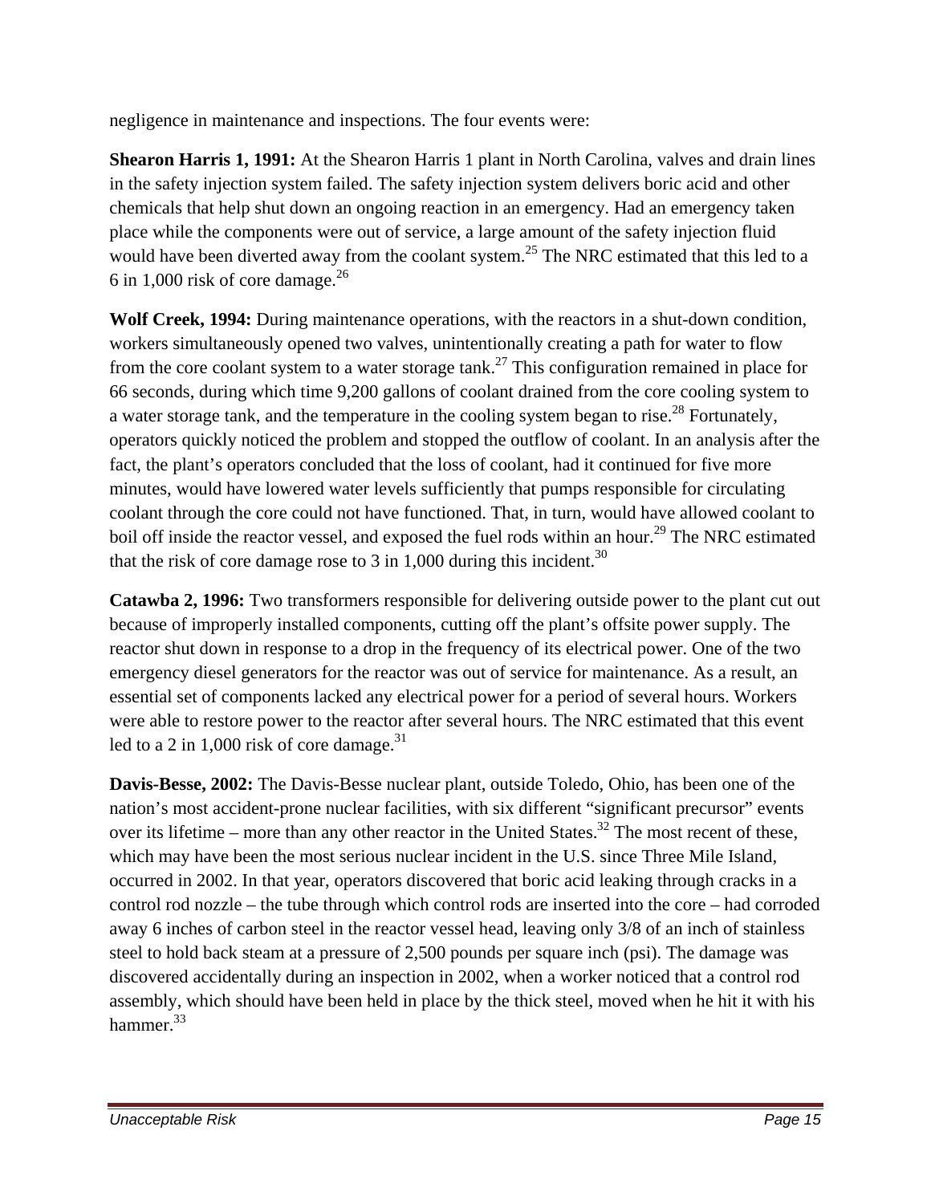negligence in maintenance and inspections. The four events were:

**Shearon Harris 1, 1991:** At the Shearon Harris 1 plant in North Carolina, valves and drain lines in the safety injection system failed. The safety injection system delivers boric acid and other chemicals that help shut down an ongoing reaction in an emergency. Had an emergency taken place while the components were out of service, a large amount of the safety injection fluid would have been diverted away from the coolant system.[25] The NRC estimated that this led to a 6 in 1,000 risk of core damage.[26]

**Wolf Creek, 1994:** During maintenance operations, with the reactors in a shut-down condition, workers simultaneously opened two valves, unintentionally creating a path for water to flow from the core coolant system to a water storage tank.[27] This configuration remained in place for 66 seconds, during which time 9,200 gallons of coolant drained from the core cooling system to a water storage tank, and the temperature in the cooling system began to rise.[28] Fortunately, operators quickly noticed the problem and stopped the outflow of coolant. In an analysis after the fact, the plant's operators concluded that the loss of coolant, had it continued for five more minutes, would have lowered water levels sufficiently that pumps responsible for circulating coolant through the core could not have functioned. That, in turn, would have allowed coolant to boil off inside the reactor vessel, and exposed the fuel rods within an hour.[29] The NRC estimated that the risk of core damage rose to 3 in 1,000 during this incident.[30]

**Catawba 2, 1996:** Two transformers responsible for delivering outside power to the plant cut out because of improperly installed components, cutting off the plant's offsite power supply. The reactor shut down in response to a drop in the frequency of its electrical power. One of the two emergency diesel generators for the reactor was out of service for maintenance. As a result, an essential set of components lacked any electrical power for a period of several hours. Workers were able to restore power to the reactor after several hours. The NRC estimated that this event led to a 2 in 1,000 risk of core damage.[31]

**Davis-Besse, 2002:** The Davis-Besse nuclear plant, outside Toledo, Ohio, has been one of the nation's most accident-prone nuclear facilities, with six different "significant precursor" events over its lifetime – more than any other reactor in the United States.[32] The most recent of these, which may have been the most serious nuclear incident in the U.S. since Three Mile Island, occurred in 2002. In that year, operators discovered that boric acid leaking through cracks in a control rod nozzle – the tube through which control rods are inserted into the core – had corroded away 6 inches of carbon steel in the reactor vessel head, leaving only 3/8 of an inch of stainless steel to hold back steam at a pressure of 2,500 pounds per square inch (psi). The damage was discovered accidentally during an inspection in 2002, when a worker noticed that a control rod assembly, which should have been held in place by the thick steel, moved when he hit it with his hammer.[33]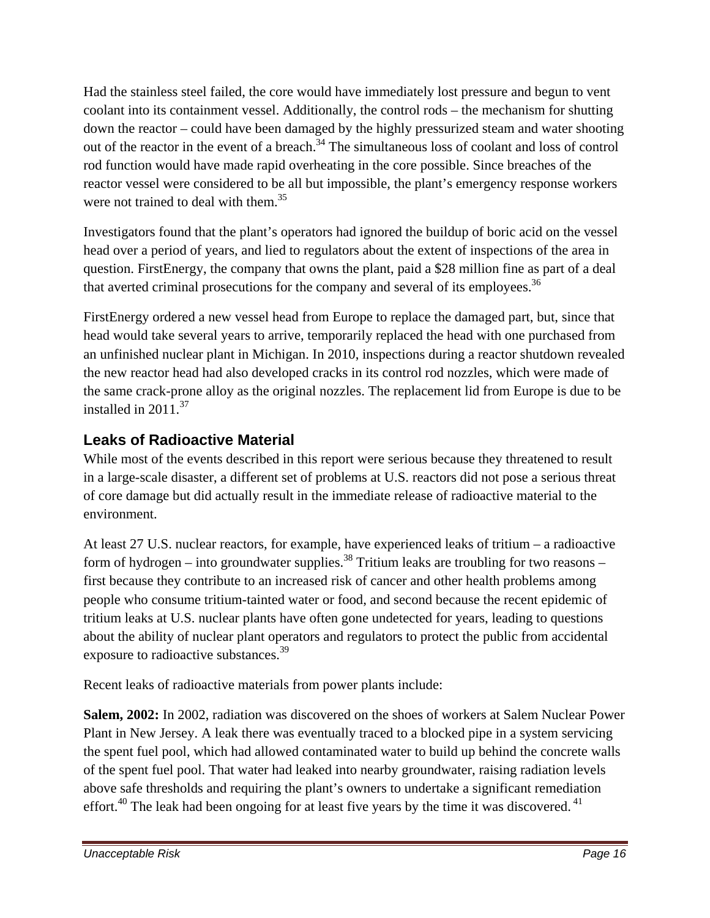Had the stainless steel failed, the core would have immediately lost pressure and begun to vent coolant into its containment vessel. Additionally, the control rods – the mechanism for shutting down the reactor – could have been damaged by the highly pressurized steam and water shooting out of the reactor in the event of a breach.[34] The simultaneous loss of coolant and loss of control rod function would have made rapid overheating in the core possible. Since breaches of the reactor vessel were considered to be all but impossible, the plant's emergency response workers were not trained to deal with them.[35]

Investigators found that the plant's operators had ignored the buildup of boric acid on the vessel head over a period of years, and lied to regulators about the extent of inspections of the area in question. FirstEnergy, the company that owns the plant, paid a $28 million fine as part of a deal that averted criminal prosecutions for the company and several of its employees.[36]

FirstEnergy ordered a new vessel head from Europe to replace the damaged part, but, since that head would take several years to arrive, temporarily replaced the head with one purchased from an unfinished nuclear plant in Michigan. In 2010, inspections during a reactor shutdown revealed the new reactor head had also developed cracks in its control rod nozzles, which were made of the same crack-prone alloy as the original nozzles. The replacement lid from Europe is due to be installed in 2011.[37]

## Leaks of Radioactive Material

While most of the events described in this report were serious because they threatened to result in a large-scale disaster, a different set of problems at U.S. reactors did not pose a serious threat of core damage but did actually result in the immediate release of radioactive material to the environment.

At least 27 U.S. nuclear reactors, for example, have experienced leaks of tritium – a radioactive form of hydrogen – into groundwater supplies.[38] Tritium leaks are troubling for two reasons – first because they contribute to an increased risk of cancer and other health problems among people who consume tritium-tainted water or food, and second because the recent epidemic of tritium leaks at U.S. nuclear plants have often gone undetected for years, leading to questions about the ability of nuclear plant operators and regulators to protect the public from accidental exposure to radioactive substances.[39]

Recent leaks of radioactive materials from power plants include:

**Salem, 2002:** In 2002, radiation was discovered on the shoes of workers at Salem Nuclear Power Plant in New Jersey. A leak there was eventually traced to a blocked pipe in a system servicing the spent fuel pool, which had allowed contaminated water to build up behind the concrete walls of the spent fuel pool. That water had leaked into nearby groundwater, raising radiation levels above safe thresholds and requiring the plant's owners to undertake a significant remediation effort.[40] The leak had been ongoing for at least five years by the time it was discovered.[41]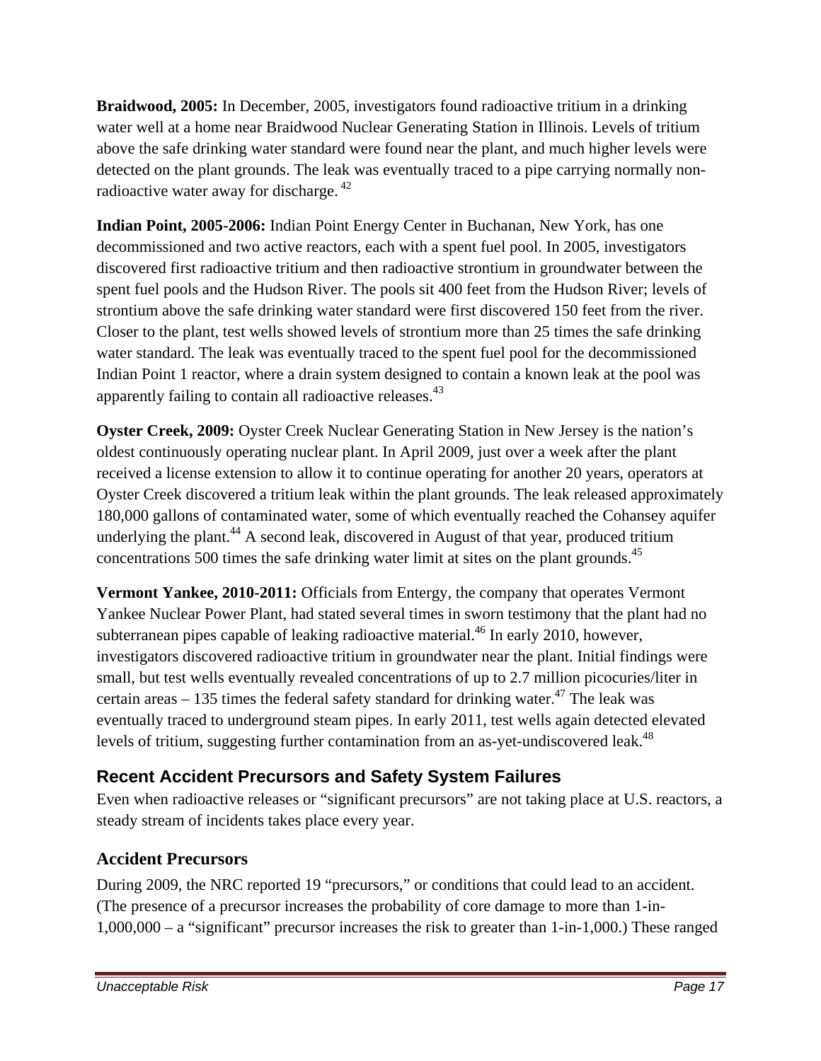**Braidwood, 2005:** In December, 2005, investigators found radioactive tritium in a drinking water well at a home near Braidwood Nuclear Generating Station in Illinois. Levels of tritium above the safe drinking water standard were found near the plant, and much higher levels were detected on the plant grounds. The leak was eventually traced to a pipe carrying normally non-radioactive water away for discharge. [42]

**Indian Point, 2005-2006:** Indian Point Energy Center in Buchanan, New York, has one decommissioned and two active reactors, each with a spent fuel pool. In 2005, investigators discovered first radioactive tritium and then radioactive strontium in groundwater between the spent fuel pools and the Hudson River. The pools sit 400 feet from the Hudson River; levels of strontium above the safe drinking water standard were first discovered 150 feet from the river. Closer to the plant, test wells showed levels of strontium more than 25 times the safe drinking water standard. The leak was eventually traced to the spent fuel pool for the decommissioned Indian Point 1 reactor, where a drain system designed to contain a known leak at the pool was apparently failing to contain all radioactive releases.[43]

**Oyster Creek, 2009:** Oyster Creek Nuclear Generating Station in New Jersey is the nation's oldest continuously operating nuclear plant. In April 2009, just over a week after the plant received a license extension to allow it to continue operating for another 20 years, operators at Oyster Creek discovered a tritium leak within the plant grounds. The leak released approximately 180,000 gallons of contaminated water, some of which eventually reached the Cohansey aquifer underlying the plant.[44] A second leak, discovered in August of that year, produced tritium concentrations 500 times the safe drinking water limit at sites on the plant grounds.[45]

**Vermont Yankee, 2010-2011:** Officials from Entergy, the company that operates Vermont Yankee Nuclear Power Plant, had stated several times in sworn testimony that the plant had no subterranean pipes capable of leaking radioactive material.[46] In early 2010, however, investigators discovered radioactive tritium in groundwater near the plant. Initial findings were small, but test wells eventually revealed concentrations of up to 2.7 million picocuries/liter in certain areas – 135 times the federal safety standard for drinking water.[47] The leak was eventually traced to underground steam pipes. In early 2011, test wells again detected elevated levels of tritium, suggesting further contamination from an as-yet-undiscovered leak.[48]

## Recent Accident Precursors and Safety System Failures

Even when radioactive releases or "significant precursors" are not taking place at U.S. reactors, a steady stream of incidents takes place every year.

### Accident Precursors

During 2009, the NRC reported 19 "precursors," or conditions that could lead to an accident. (The presence of a precursor increases the probability of core damage to more than 1-in-1,000,000 – a "significant" precursor increases the risk to greater than 1-in-1,000.) These ranged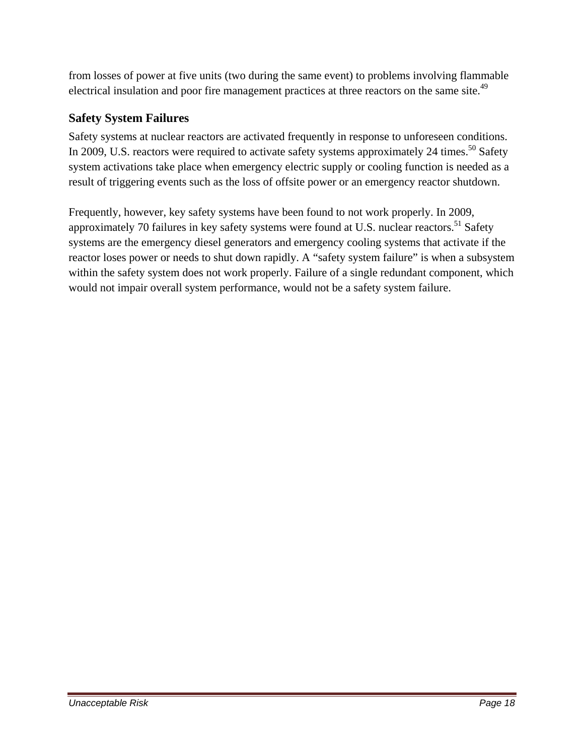from losses of power at five units (two during the same event) to problems involving flammable electrical insulation and poor fire management practices at three reactors on the same site.[49]

## Safety System Failures

Safety systems at nuclear reactors are activated frequently in response to unforeseen conditions. In 2009, U.S. reactors were required to activate safety systems approximately 24 times.[50] Safety system activations take place when emergency electric supply or cooling function is needed as a result of triggering events such as the loss of offsite power or an emergency reactor shutdown.

Frequently, however, key safety systems have been found to not work properly. In 2009, approximately 70 failures in key safety systems were found at U.S. nuclear reactors.[51] Safety systems are the emergency diesel generators and emergency cooling systems that activate if the reactor loses power or needs to shut down rapidly. A "safety system failure" is when a subsystem within the safety system does not work properly. Failure of a single redundant component, which would not impair overall system performance, would not be a safety system failure.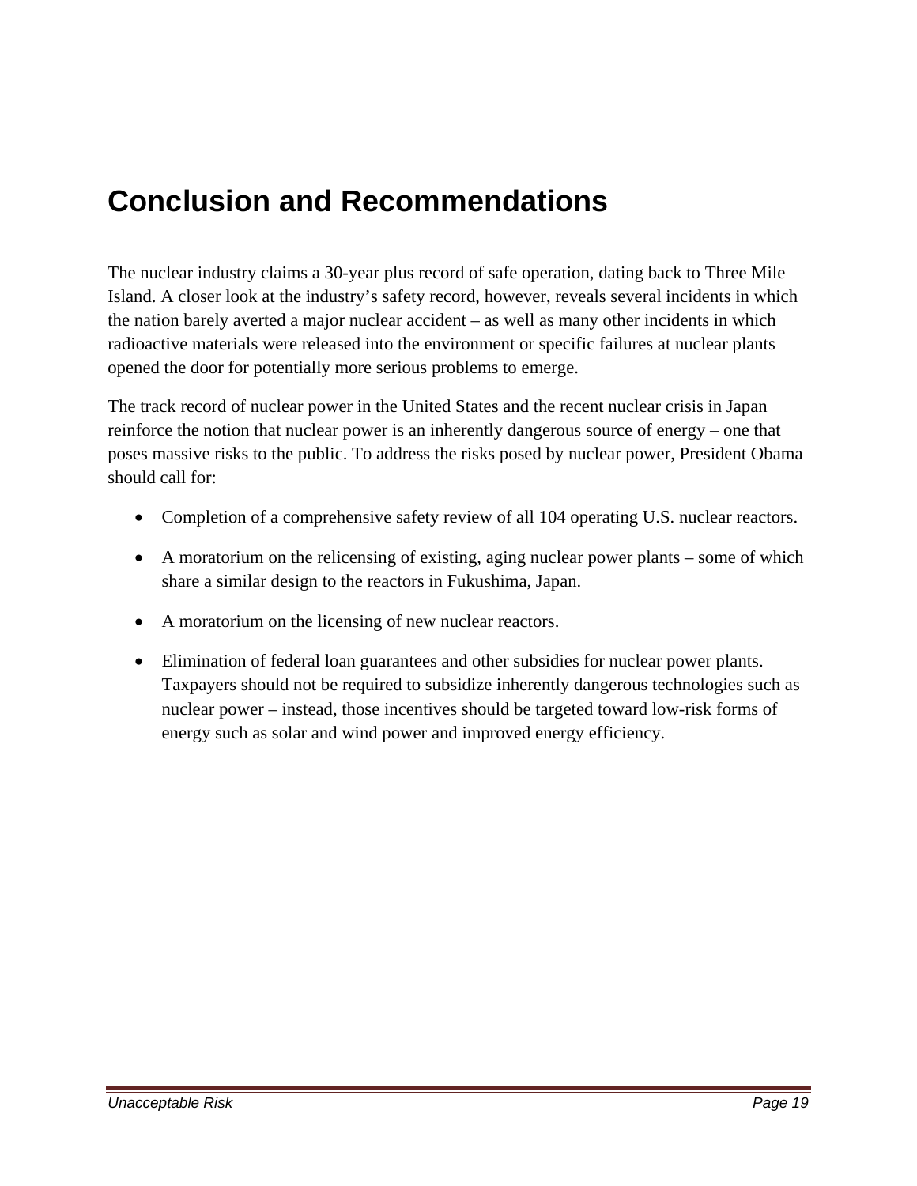# Conclusion and Recommendations

The nuclear industry claims a 30-year plus record of safe operation, dating back to Three Mile Island. A closer look at the industry's safety record, however, reveals several incidents in which the nation barely averted a major nuclear accident – as well as many other incidents in which radioactive materials were released into the environment or specific failures at nuclear plants opened the door for potentially more serious problems to emerge.

The track record of nuclear power in the United States and the recent nuclear crisis in Japan reinforce the notion that nuclear power is an inherently dangerous source of energy – one that poses massive risks to the public. To address the risks posed by nuclear power, President Obama should call for:

- Completion of a comprehensive safety review of all 104 operating U.S. nuclear reactors.
- A moratorium on the relicensing of existing, aging nuclear power plants – some of which share a similar design to the reactors in Fukushima, Japan.
- A moratorium on the licensing of new nuclear reactors.
- Elimination of federal loan guarantees and other subsidies for nuclear power plants. Taxpayers should not be required to subsidize inherently dangerous technologies such as nuclear power – instead, those incentives should be targeted toward low-risk forms of energy such as solar and wind power and improved energy efficiency.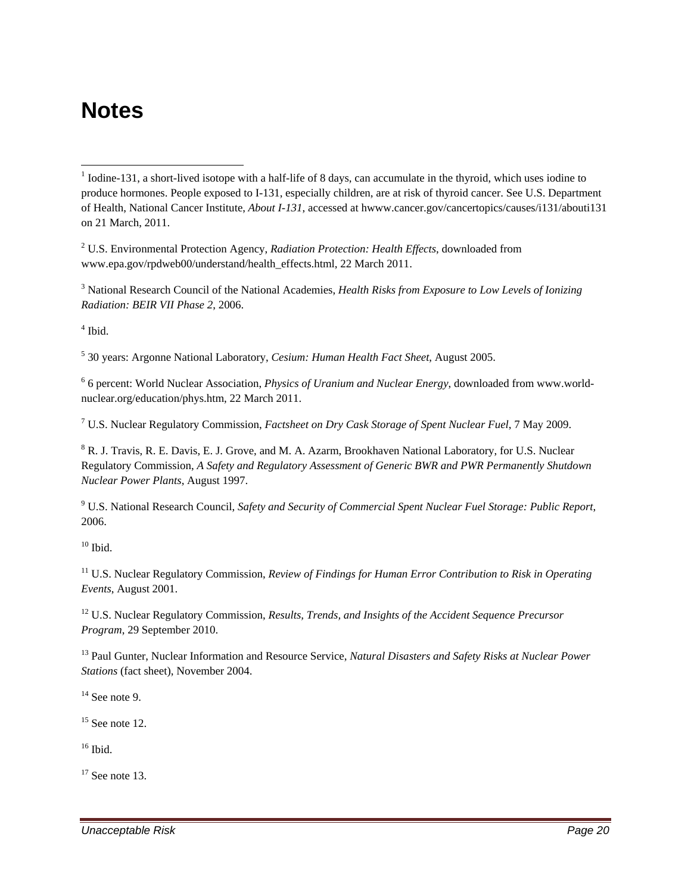# Notes

[1] Iodine-131, a short-lived isotope with a half-life of 8 days, can accumulate in the thyroid, which uses iodine to produce hormones. People exposed to I-131, especially children, are at risk of thyroid cancer. See U.S. Department of Health, National Cancer Institute, *About I-131*, accessed at hwww.cancer.gov/cancertopics/causes/i131/abouti131 on 21 March, 2011.

[2] U.S. Environmental Protection Agency, *Radiation Protection: Health Effects*, downloaded from www.epa.gov/rpdweb00/understand/health_effects.html, 22 March 2011.

[3] National Research Council of the National Academies, *Health Risks from Exposure to Low Levels of Ionizing Radiation: BEIR VII Phase 2*, 2006.

[4] Ibid.

[5] 30 years: Argonne National Laboratory, *Cesium: Human Health Fact Sheet*, August 2005.

[6] 6 percent: World Nuclear Association, *Physics of Uranium and Nuclear Energy*, downloaded from www.world-nuclear.org/education/phys.htm, 22 March 2011.

[7] U.S. Nuclear Regulatory Commission, *Factsheet on Dry Cask Storage of Spent Nuclear Fuel*, 7 May 2009.

[8] R. J. Travis, R. E. Davis, E. J. Grove, and M. A. Azarm, Brookhaven National Laboratory, for U.S. Nuclear Regulatory Commission, *A Safety and Regulatory Assessment of Generic BWR and PWR Permanently Shutdown Nuclear Power Plants*, August 1997.

[9] U.S. National Research Council, *Safety and Security of Commercial Spent Nuclear Fuel Storage: Public Report*, 2006.

[10] Ibid.

[11] U.S. Nuclear Regulatory Commission, *Review of Findings for Human Error Contribution to Risk in Operating Events*, August 2001.

[12] U.S. Nuclear Regulatory Commission, *Results, Trends, and Insights of the Accident Sequence Precursor Program*, 29 September 2010.

[13] Paul Gunter, Nuclear Information and Resource Service, *Natural Disasters and Safety Risks at Nuclear Power Stations* (fact sheet), November 2004.

[14] See note 9.

[15] See note 12.

[16] Ibid.

[17] See note 13.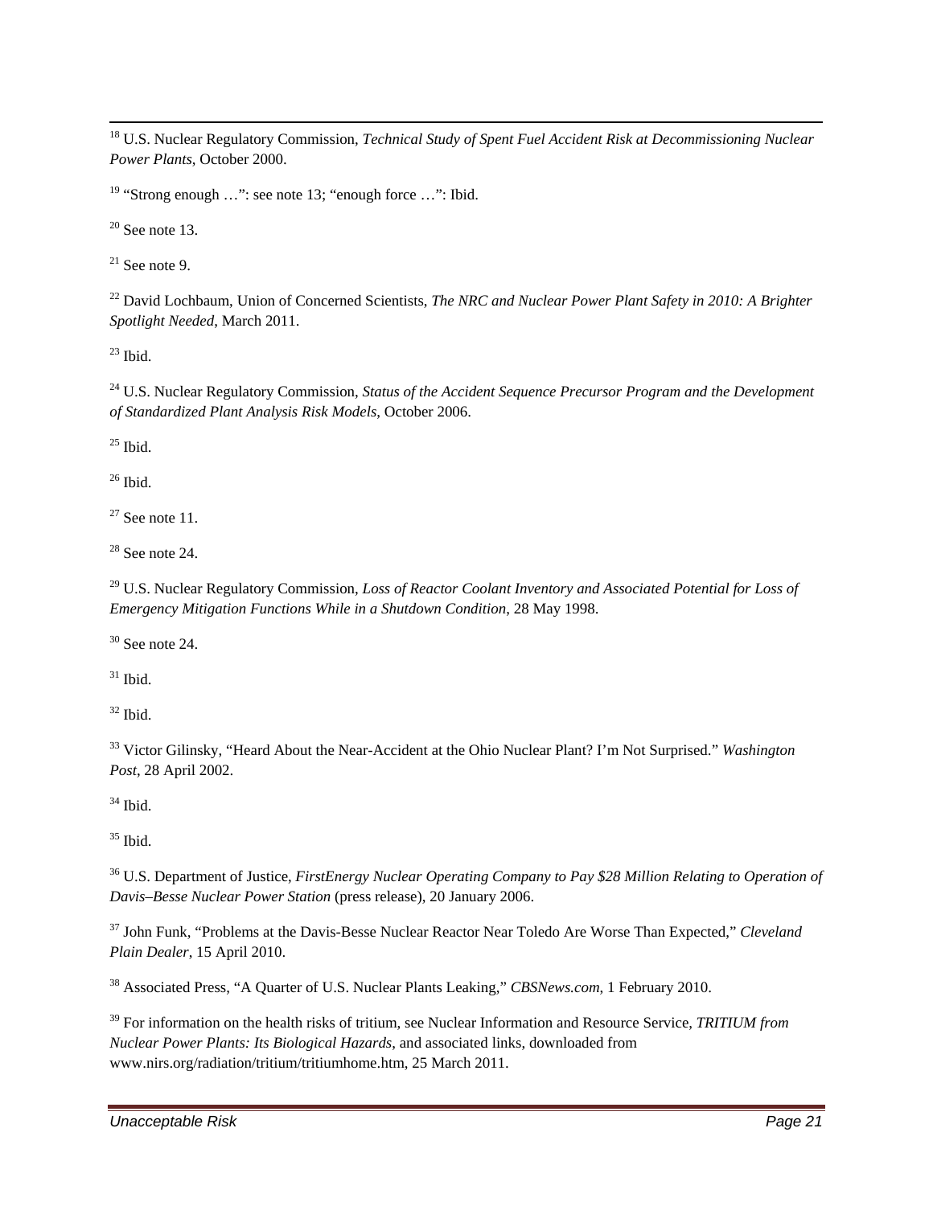[18] U.S. Nuclear Regulatory Commission, *Technical Study of Spent Fuel Accident Risk at Decommissioning Nuclear Power Plants*, October 2000.

[19] "Strong enough …": see note 13; "enough force …": Ibid.

[20] See note 13.

[21] See note 9.

[22] David Lochbaum, Union of Concerned Scientists, *The NRC and Nuclear Power Plant Safety in 2010: A Brighter Spotlight Needed*, March 2011.

[23] Ibid.

[24] U.S. Nuclear Regulatory Commission, *Status of the Accident Sequence Precursor Program and the Development of Standardized Plant Analysis Risk Models*, October 2006.

[25] Ibid.

[26] Ibid.

[27] See note 11.

[28] See note 24.

[29] U.S. Nuclear Regulatory Commission, *Loss of Reactor Coolant Inventory and Associated Potential for Loss of Emergency Mitigation Functions While in a Shutdown Condition*, 28 May 1998.

[30] See note 24.

[31] Ibid.

[32] Ibid.

[33] Victor Gilinsky, "Heard About the Near-Accident at the Ohio Nuclear Plant? I'm Not Surprised." *Washington Post*, 28 April 2002.

[34] Ibid.

[35] Ibid.

[36] U.S. Department of Justice, *FirstEnergy Nuclear Operating Company to Pay $28 Million Relating to Operation of Davis–Besse Nuclear Power Station* (press release), 20 January 2006.

[37] John Funk, "Problems at the Davis-Besse Nuclear Reactor Near Toledo Are Worse Than Expected," *Cleveland Plain Dealer*, 15 April 2010.

[38] Associated Press, "A Quarter of U.S. Nuclear Plants Leaking," *CBSNews.com*, 1 February 2010.

[39] For information on the health risks of tritium, see Nuclear Information and Resource Service, *TRITIUM from Nuclear Power Plants: Its Biological Hazards*, and associated links, downloaded from www.nirs.org/radiation/tritium/tritiumhome.htm, 25 March 2011.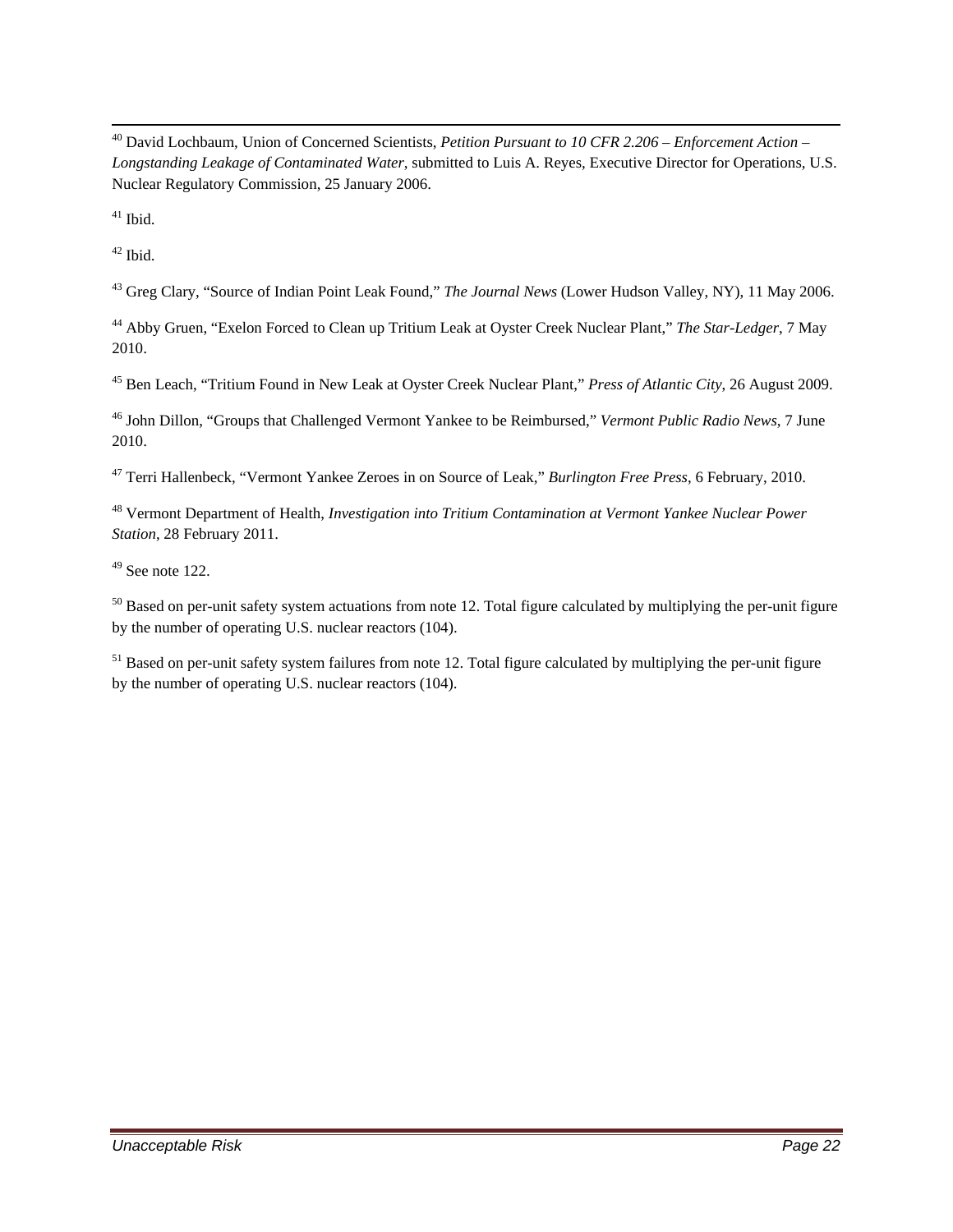[40] David Lochbaum, Union of Concerned Scientists, *Petition Pursuant to 10 CFR 2.206 – Enforcement Action – Longstanding Leakage of Contaminated Water*, submitted to Luis A. Reyes, Executive Director for Operations, U.S. Nuclear Regulatory Commission, 25 January 2006.

[41] Ibid.

[42] Ibid.

[43] Greg Clary, "Source of Indian Point Leak Found," *The Journal News* (Lower Hudson Valley, NY), 11 May 2006.

[44] Abby Gruen, "Exelon Forced to Clean up Tritium Leak at Oyster Creek Nuclear Plant," *The Star-Ledger*, 7 May 2010.

[45] Ben Leach, "Tritium Found in New Leak at Oyster Creek Nuclear Plant," *Press of Atlantic City*, 26 August 2009.

[46] John Dillon, "Groups that Challenged Vermont Yankee to be Reimbursed," *Vermont Public Radio News*, 7 June 2010.

[47] Terri Hallenbeck, "Vermont Yankee Zeroes in on Source of Leak," *Burlington Free Press*, 6 February, 2010.

[48] Vermont Department of Health, *Investigation into Tritium Contamination at Vermont Yankee Nuclear Power Station*, 28 February 2011.

[49] See note 122.

[50] Based on per-unit safety system actuations from note 12. Total figure calculated by multiplying the per-unit figure by the number of operating U.S. nuclear reactors (104).

[51] Based on per-unit safety system failures from note 12. Total figure calculated by multiplying the per-unit figure by the number of operating U.S. nuclear reactors (104).